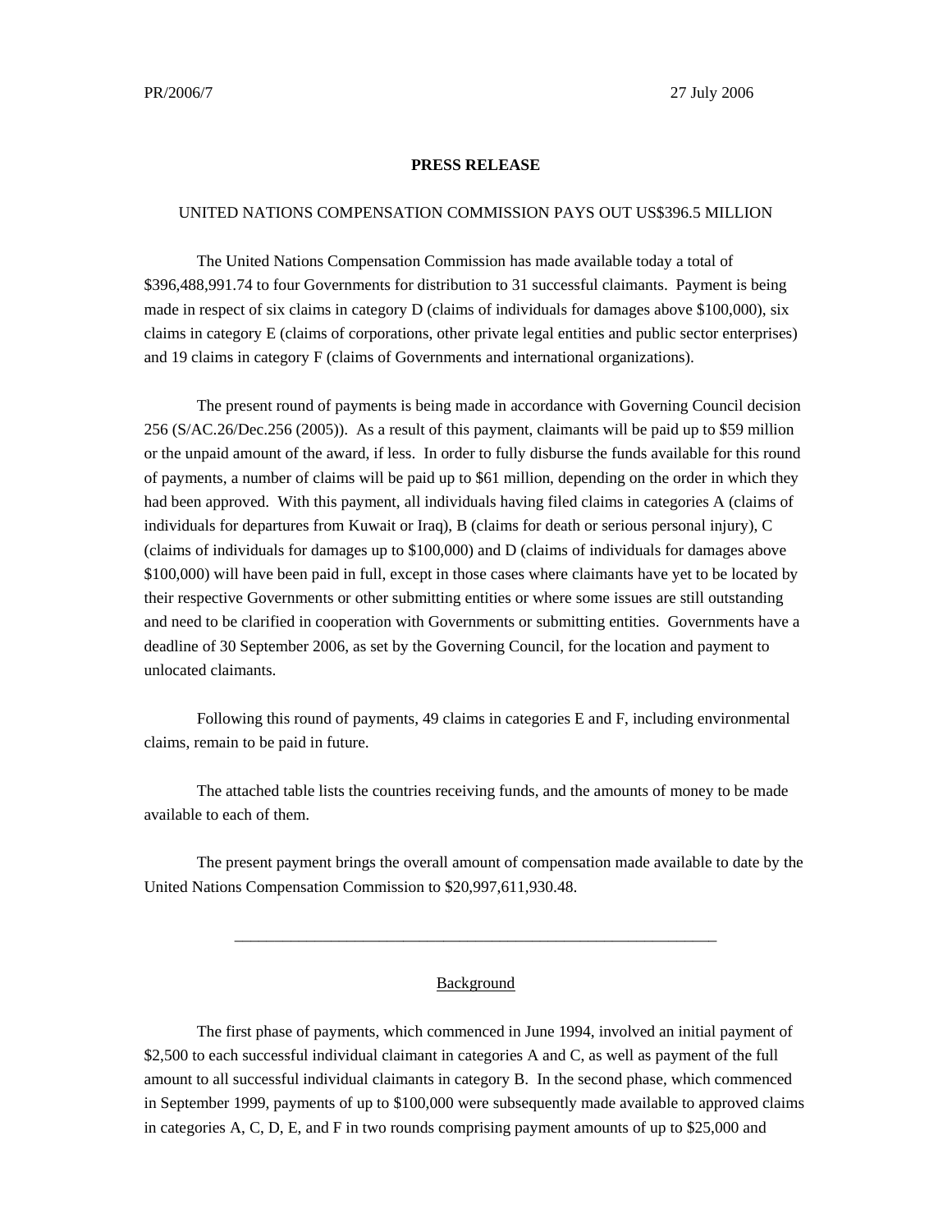PR/2006/7 27 July 2006

**PRESS RELEASE**

UNITED NATIONS COMPENSATION COMMISSION PAYS OUT US$396.5 MILLION

The United Nations Compensation Commission has made available today a total of $396,488,991.74 to four Governments for distribution to 31 successful claimants. Payment is being made in respect of six claims in category D (claims of individuals for damages above $100,000), six claims in category E (claims of corporations, other private legal entities and public sector enterprises) and 19 claims in category F (claims of Governments and international organizations).

The present round of payments is being made in accordance with Governing Council decision 256 (S/AC.26/Dec.256 (2005)). As a result of this payment, claimants will be paid up to $59 million or the unpaid amount of the award, if less. In order to fully disburse the funds available for this round of payments, a number of claims will be paid up to $61 million, depending on the order in which they had been approved. With this payment, all individuals having filed claims in categories A (claims of individuals for departures from Kuwait or Iraq), B (claims for death or serious personal injury), C (claims of individuals for damages up to $100,000) and D (claims of individuals for damages above $100,000) will have been paid in full, except in those cases where claimants have yet to be located by their respective Governments or other submitting entities or where some issues are still outstanding and need to be clarified in cooperation with Governments or submitting entities. Governments have a deadline of 30 September 2006, as set by the Governing Council, for the location and payment to unlocated claimants.

Following this round of payments, 49 claims in categories E and F, including environmental claims, remain to be paid in future.

The attached table lists the countries receiving funds, and the amounts of money to be made available to each of them.

The present payment brings the overall amount of compensation made available to date by the United Nations Compensation Commission to $20,997,611,930.48.

---

## Background

The first phase of payments, which commenced in June 1994, involved an initial payment of $2,500 to each successful individual claimant in categories A and C, as well as payment of the full amount to all successful individual claimants in category B. In the second phase, which commenced in September 1999, payments of up to $100,000 were subsequently made available to approved claims in categories A, C, D, E, and F in two rounds comprising payment amounts of up to $25,000 and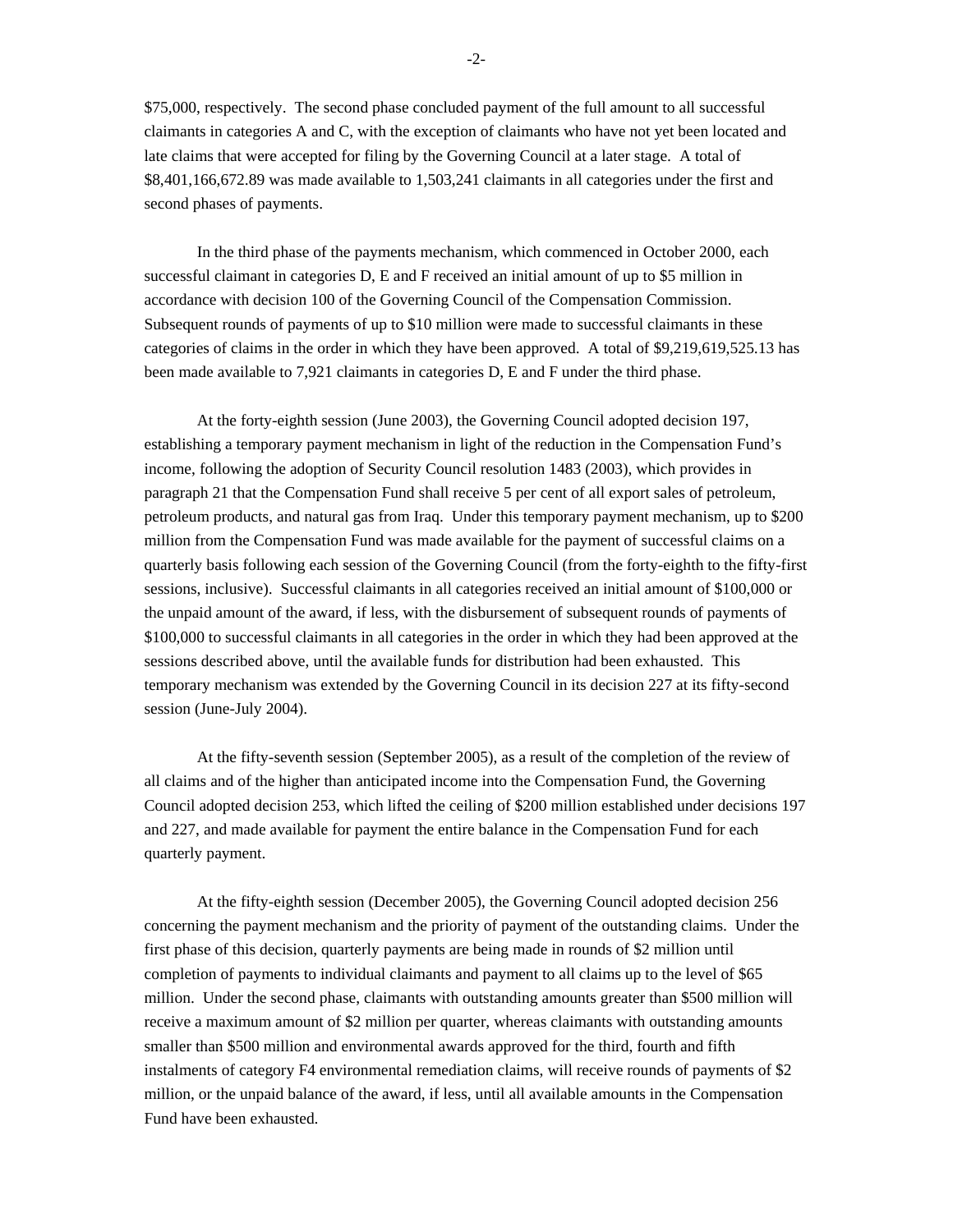$75,000, respectively. The second phase concluded payment of the full amount to all successful claimants in categories A and C, with the exception of claimants who have not yet been located and late claims that were accepted for filing by the Governing Council at a later stage. A total of $8,401,166,672.89 was made available to 1,503,241 claimants in all categories under the first and second phases of payments.

In the third phase of the payments mechanism, which commenced in October 2000, each successful claimant in categories D, E and F received an initial amount of up to $5 million in accordance with decision 100 of the Governing Council of the Compensation Commission. Subsequent rounds of payments of up to $10 million were made to successful claimants in these categories of claims in the order in which they have been approved. A total of $9,219,619,525.13 has been made available to 7,921 claimants in categories D, E and F under the third phase.

At the forty-eighth session (June 2003), the Governing Council adopted decision 197, establishing a temporary payment mechanism in light of the reduction in the Compensation Fund's income, following the adoption of Security Council resolution 1483 (2003), which provides in paragraph 21 that the Compensation Fund shall receive 5 per cent of all export sales of petroleum, petroleum products, and natural gas from Iraq. Under this temporary payment mechanism, up to $200 million from the Compensation Fund was made available for the payment of successful claims on a quarterly basis following each session of the Governing Council (from the forty-eighth to the fifty-first sessions, inclusive). Successful claimants in all categories received an initial amount of $100,000 or the unpaid amount of the award, if less, with the disbursement of subsequent rounds of payments of $100,000 to successful claimants in all categories in the order in which they had been approved at the sessions described above, until the available funds for distribution had been exhausted. This temporary mechanism was extended by the Governing Council in its decision 227 at its fifty-second session (June-July 2004).

At the fifty-seventh session (September 2005), as a result of the completion of the review of all claims and of the higher than anticipated income into the Compensation Fund, the Governing Council adopted decision 253, which lifted the ceiling of $200 million established under decisions 197 and 227, and made available for payment the entire balance in the Compensation Fund for each quarterly payment.

At the fifty-eighth session (December 2005), the Governing Council adopted decision 256 concerning the payment mechanism and the priority of payment of the outstanding claims. Under the first phase of this decision, quarterly payments are being made in rounds of $2 million until completion of payments to individual claimants and payment to all claims up to the level of $65 million. Under the second phase, claimants with outstanding amounts greater than $500 million will receive a maximum amount of $2 million per quarter, whereas claimants with outstanding amounts smaller than $500 million and environmental awards approved for the third, fourth and fifth instalments of category F4 environmental remediation claims, will receive rounds of payments of $2 million, or the unpaid balance of the award, if less, until all available amounts in the Compensation Fund have been exhausted.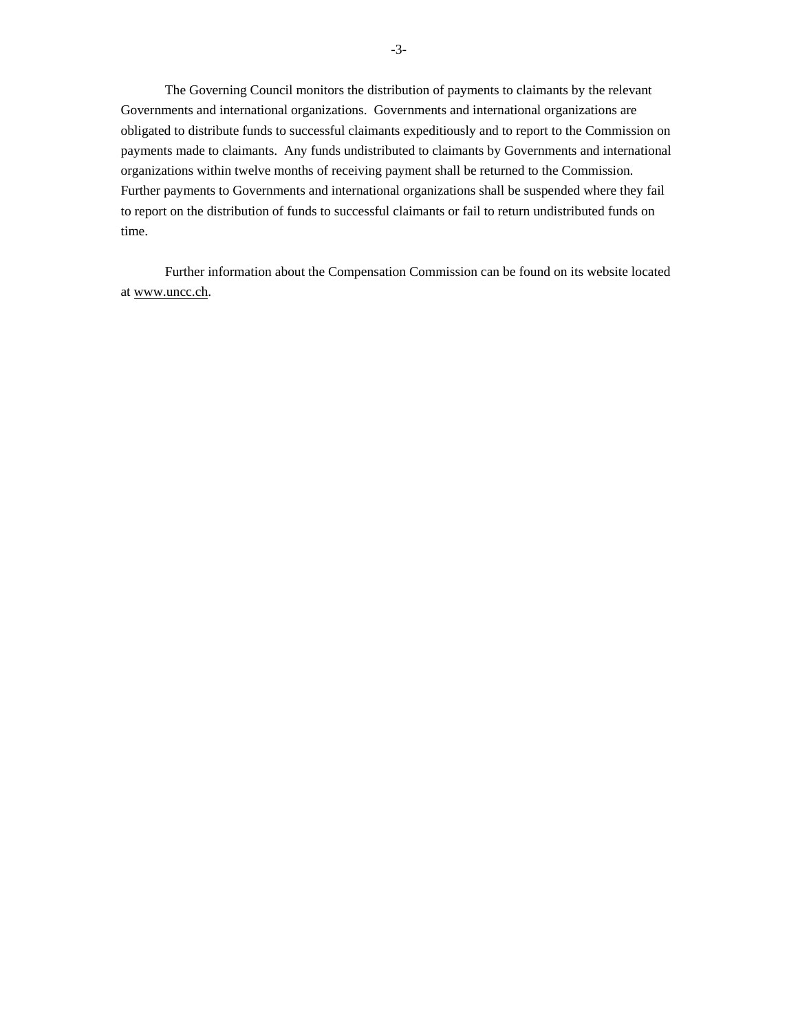The Governing Council monitors the distribution of payments to claimants by the relevant Governments and international organizations. Governments and international organizations are obligated to distribute funds to successful claimants expeditiously and to report to the Commission on payments made to claimants. Any funds undistributed to claimants by Governments and international organizations within twelve months of receiving payment shall be returned to the Commission. Further payments to Governments and international organizations shall be suspended where they fail to report on the distribution of funds to successful claimants or fail to return undistributed funds on time.

Further information about the Compensation Commission can be found on its website located at www.uncc.ch.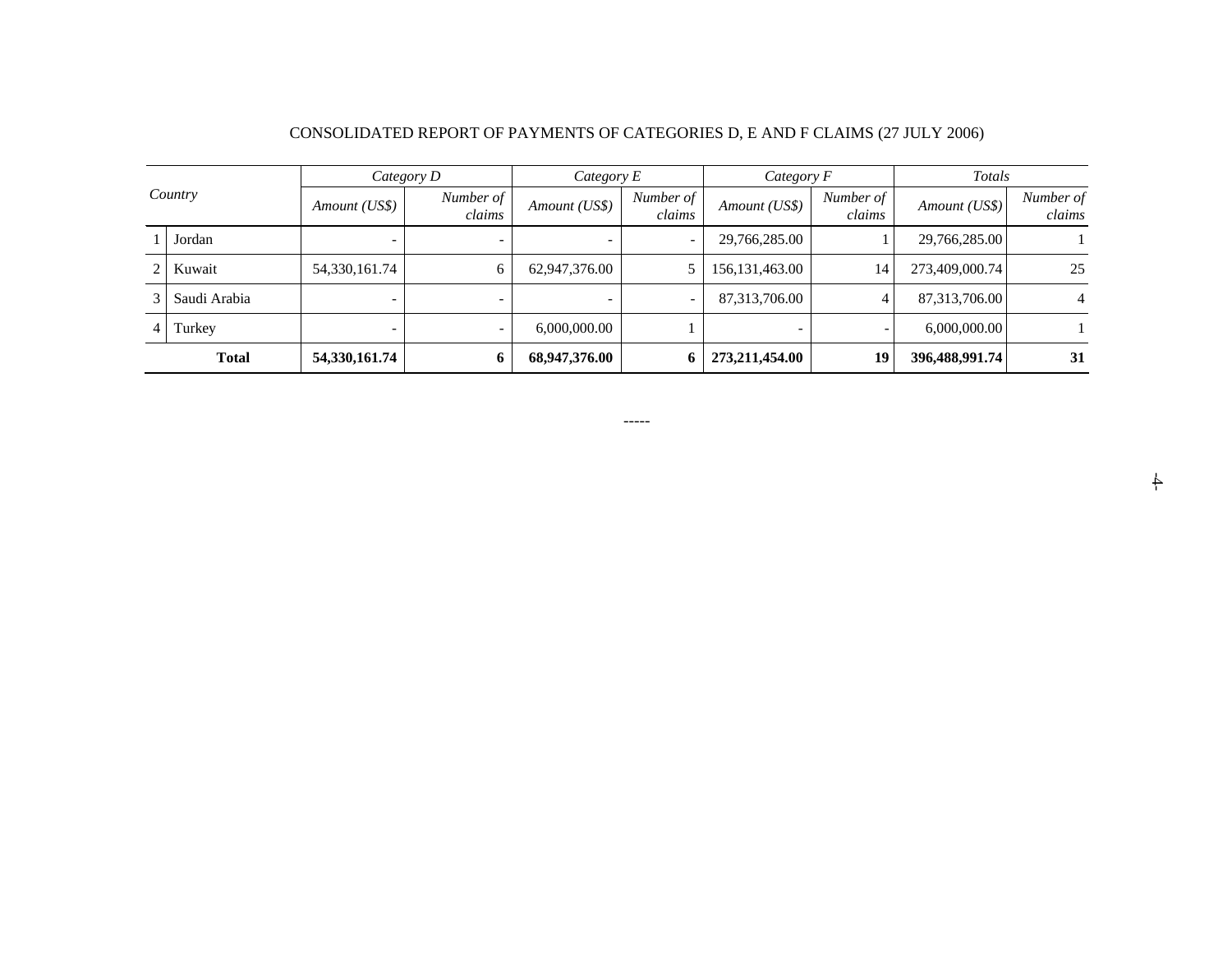CONSOLIDATED REPORT OF PAYMENTS OF CATEGORIES D, E AND F CLAIMS (27 JULY 2006)

| | *Country* | *Category D* | | *Category E* | | *Category F* | | *Totals* | |
|---|---|---|---|---|---|---|---|---|---|
| | | *Amount (US$)* | *Number of claims* | *Amount (US$)* | *Number of claims* | *Amount (US$)* | *Number of claims* | *Amount (US$)* | *Number of claims* |
| 1 | Jordan | - | - | - | - | 29,766,285.00 | 1 | 29,766,285.00 | 1 |
| 2 | Kuwait | 54,330,161.74 | 6 | 62,947,376.00 | 5 | 156,131,463.00 | 14 | 273,409,000.74 | 25 |
| 3 | Saudi Arabia | - | - | - | - | 87,313,706.00 | 4 | 87,313,706.00 | 4 |
| 4 | Turkey | - | - | 6,000,000.00 | 1 | - | - | 6,000,000.00 | 1 |
| | **Total** | **54,330,161.74** | **6** | **68,947,376.00** | **6** | **273,211,454.00** | **19** | **396,488,991.74** | **31** |

-----